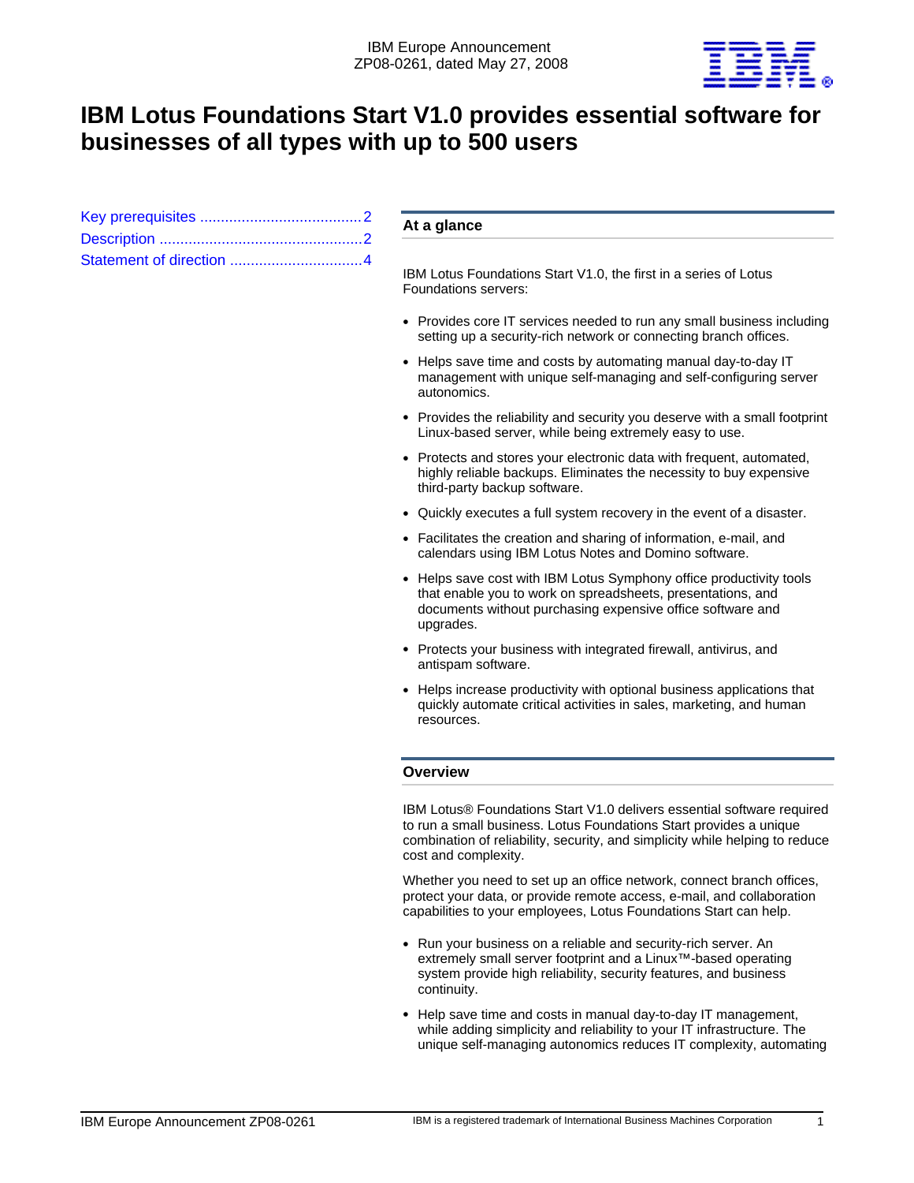IBM Europe Announcement
ZP08-0261, dated May 27, 2008

# IBM Lotus Foundations Start V1.0 provides essential software for businesses of all types with up to 500 users

Key prerequisites .......................................2
Description .................................................2
Statement of direction ................................4

## At a glance

IBM Lotus Foundations Start V1.0, the first in a series of Lotus Foundations servers:

- Provides core IT services needed to run any small business including setting up a security-rich network or connecting branch offices.
- Helps save time and costs by automating manual day-to-day IT management with unique self-managing and self-configuring server autonomics.
- Provides the reliability and security you deserve with a small footprint Linux-based server, while being extremely easy to use.
- Protects and stores your electronic data with frequent, automated, highly reliable backups. Eliminates the necessity to buy expensive third-party backup software.
- Quickly executes a full system recovery in the event of a disaster.
- Facilitates the creation and sharing of information, e-mail, and calendars using IBM Lotus Notes and Domino software.
- Helps save cost with IBM Lotus Symphony office productivity tools that enable you to work on spreadsheets, presentations, and documents without purchasing expensive office software and upgrades.
- Protects your business with integrated firewall, antivirus, and antispam software.
- Helps increase productivity with optional business applications that quickly automate critical activities in sales, marketing, and human resources.

## Overview

IBM Lotus® Foundations Start V1.0 delivers essential software required to run a small business. Lotus Foundations Start provides a unique combination of reliability, security, and simplicity while helping to reduce cost and complexity.

Whether you need to set up an office network, connect branch offices, protect your data, or provide remote access, e-mail, and collaboration capabilities to your employees, Lotus Foundations Start can help.

- Run your business on a reliable and security-rich server. An extremely small server footprint and a Linux™-based operating system provide high reliability, security features, and business continuity.
- Help save time and costs in manual day-to-day IT management, while adding simplicity and reliability to your IT infrastructure. The unique self-managing autonomics reduces IT complexity, automating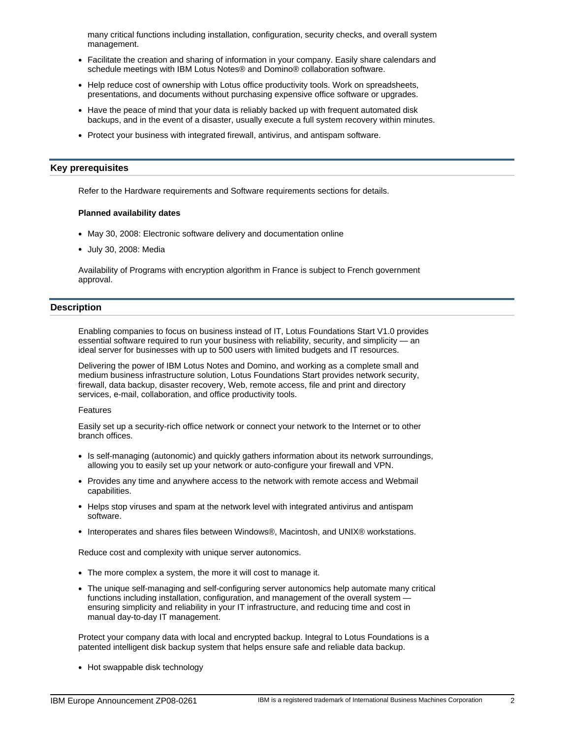many critical functions including installation, configuration, security checks, and overall system management.

- Facilitate the creation and sharing of information in your company. Easily share calendars and schedule meetings with IBM Lotus Notes® and Domino® collaboration software.
- Help reduce cost of ownership with Lotus office productivity tools. Work on spreadsheets, presentations, and documents without purchasing expensive office software or upgrades.
- Have the peace of mind that your data is reliably backed up with frequent automated disk backups, and in the event of a disaster, usually execute a full system recovery within minutes.
- Protect your business with integrated firewall, antivirus, and antispam software.

## Key prerequisites

Refer to the Hardware requirements and Software requirements sections for details.

**Planned availability dates**

- May 30, 2008: Electronic software delivery and documentation online
- July 30, 2008: Media

Availability of Programs with encryption algorithm in France is subject to French government approval.

## Description

Enabling companies to focus on business instead of IT, Lotus Foundations Start V1.0 provides essential software required to run your business with reliability, security, and simplicity — an ideal server for businesses with up to 500 users with limited budgets and IT resources.

Delivering the power of IBM Lotus Notes and Domino, and working as a complete small and medium business infrastructure solution, Lotus Foundations Start provides network security, firewall, data backup, disaster recovery, Web, remote access, file and print and directory services, e-mail, collaboration, and office productivity tools.

Features

Easily set up a security-rich office network or connect your network to the Internet or to other branch offices.

- Is self-managing (autonomic) and quickly gathers information about its network surroundings, allowing you to easily set up your network or auto-configure your firewall and VPN.
- Provides any time and anywhere access to the network with remote access and Webmail capabilities.
- Helps stop viruses and spam at the network level with integrated antivirus and antispam software.
- Interoperates and shares files between Windows®, Macintosh, and UNIX® workstations.

Reduce cost and complexity with unique server autonomics.

- The more complex a system, the more it will cost to manage it.
- The unique self-managing and self-configuring server autonomics help automate many critical functions including installation, configuration, and management of the overall system — ensuring simplicity and reliability in your IT infrastructure, and reducing time and cost in manual day-to-day IT management.

Protect your company data with local and encrypted backup. Integral to Lotus Foundations is a patented intelligent disk backup system that helps ensure safe and reliable data backup.

- Hot swappable disk technology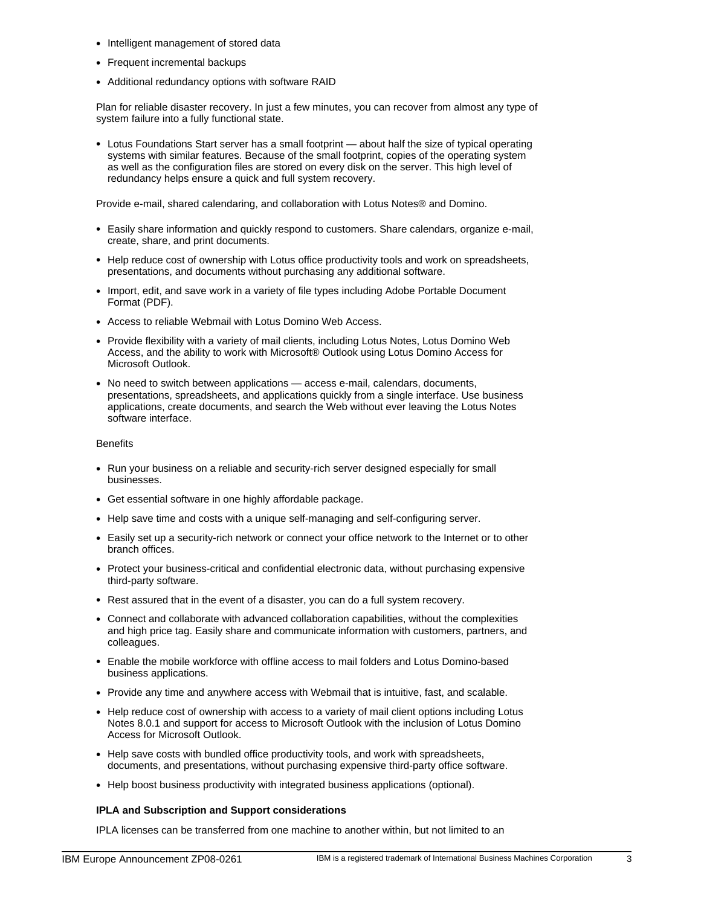- Intelligent management of stored data
- Frequent incremental backups
- Additional redundancy options with software RAID

Plan for reliable disaster recovery. In just a few minutes, you can recover from almost any type of system failure into a fully functional state.

- Lotus Foundations Start server has a small footprint — about half the size of typical operating systems with similar features. Because of the small footprint, copies of the operating system as well as the configuration files are stored on every disk on the server. This high level of redundancy helps ensure a quick and full system recovery.

Provide e-mail, shared calendaring, and collaboration with Lotus Notes® and Domino.

- Easily share information and quickly respond to customers. Share calendars, organize e-mail, create, share, and print documents.
- Help reduce cost of ownership with Lotus office productivity tools and work on spreadsheets, presentations, and documents without purchasing any additional software.
- Import, edit, and save work in a variety of file types including Adobe Portable Document Format (PDF).
- Access to reliable Webmail with Lotus Domino Web Access.
- Provide flexibility with a variety of mail clients, including Lotus Notes, Lotus Domino Web Access, and the ability to work with Microsoft® Outlook using Lotus Domino Access for Microsoft Outlook.
- No need to switch between applications — access e-mail, calendars, documents, presentations, spreadsheets, and applications quickly from a single interface. Use business applications, create documents, and search the Web without ever leaving the Lotus Notes software interface.

Benefits

- Run your business on a reliable and security-rich server designed especially for small businesses.
- Get essential software in one highly affordable package.
- Help save time and costs with a unique self-managing and self-configuring server.
- Easily set up a security-rich network or connect your office network to the Internet or to other branch offices.
- Protect your business-critical and confidential electronic data, without purchasing expensive third-party software.
- Rest assured that in the event of a disaster, you can do a full system recovery.
- Connect and collaborate with advanced collaboration capabilities, without the complexities and high price tag. Easily share and communicate information with customers, partners, and colleagues.
- Enable the mobile workforce with offline access to mail folders and Lotus Domino-based business applications.
- Provide any time and anywhere access with Webmail that is intuitive, fast, and scalable.
- Help reduce cost of ownership with access to a variety of mail client options including Lotus Notes 8.0.1 and support for access to Microsoft Outlook with the inclusion of Lotus Domino Access for Microsoft Outlook.
- Help save costs with bundled office productivity tools, and work with spreadsheets, documents, and presentations, without purchasing expensive third-party office software.
- Help boost business productivity with integrated business applications (optional).

**IPLA and Subscription and Support considerations**

IPLA licenses can be transferred from one machine to another within, but not limited to an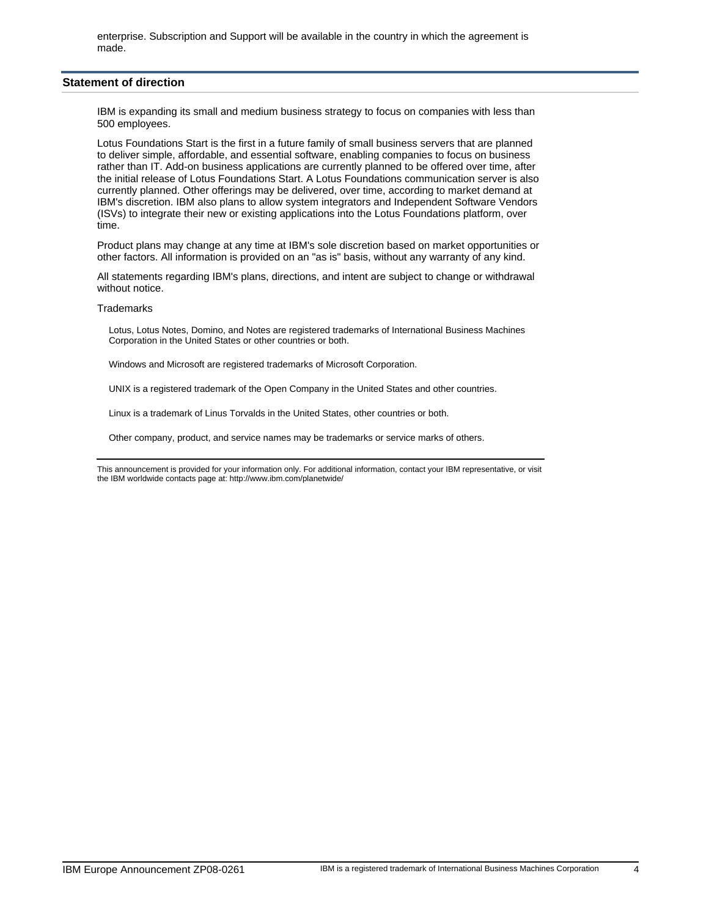enterprise. Subscription and Support will be available in the country in which the agreement is made.

## Statement of direction

IBM is expanding its small and medium business strategy to focus on companies with less than 500 employees.

Lotus Foundations Start is the first in a future family of small business servers that are planned to deliver simple, affordable, and essential software, enabling companies to focus on business rather than IT. Add-on business applications are currently planned to be offered over time, after the initial release of Lotus Foundations Start. A Lotus Foundations communication server is also currently planned. Other offerings may be delivered, over time, according to market demand at IBM's discretion. IBM also plans to allow system integrators and Independent Software Vendors (ISVs) to integrate their new or existing applications into the Lotus Foundations platform, over time.

Product plans may change at any time at IBM's sole discretion based on market opportunities or other factors. All information is provided on an "as is" basis, without any warranty of any kind.

All statements regarding IBM's plans, directions, and intent are subject to change or withdrawal without notice.

Trademarks

Lotus, Lotus Notes, Domino, and Notes are registered trademarks of International Business Machines Corporation in the United States or other countries or both.

Windows and Microsoft are registered trademarks of Microsoft Corporation.

UNIX is a registered trademark of the Open Company in the United States and other countries.

Linux is a trademark of Linus Torvalds in the United States, other countries or both.

Other company, product, and service names may be trademarks or service marks of others.

---

This announcement is provided for your information only. For additional information, contact your IBM representative, or visit the IBM worldwide contacts page at: http://www.ibm.com/planetwide/